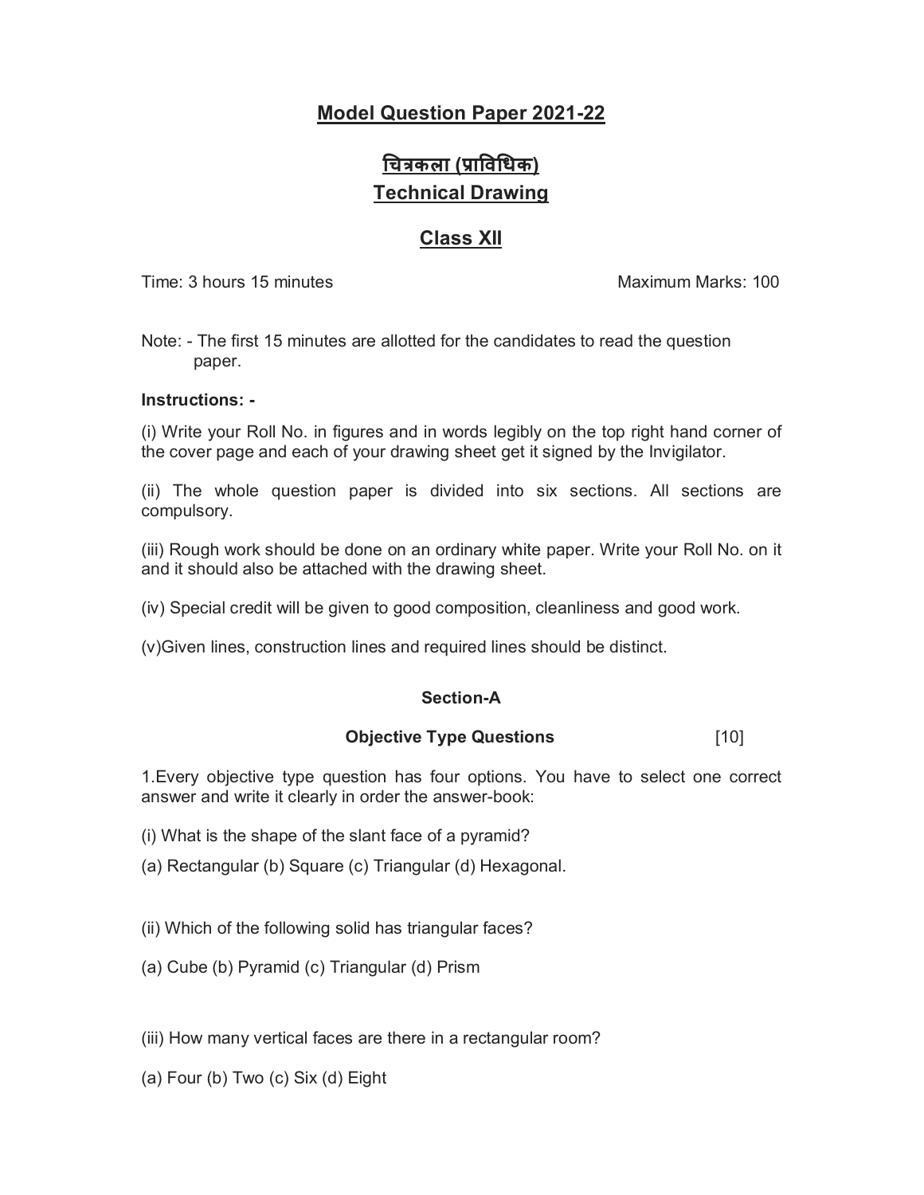# Model Question Paper 2021-22

## चित्रकला (प्राविधिक)

## Technical Drawing

## Class XII

Time: 3 hours 15 minutes Maximum Marks: 100

Note: - The first 15 minutes are allotted for the candidates to read the question paper.

**Instructions: -**

(i) Write your Roll No. in figures and in words legibly on the top right hand corner of the cover page and each of your drawing sheet get it signed by the Invigilator.

(ii) The whole question paper is divided into six sections. All sections are compulsory.

(iii) Rough work should be done on an ordinary white paper. Write your Roll No. on it and it should also be attached with the drawing sheet.

(iv) Special credit will be given to good composition, cleanliness and good work.

(v)Given lines, construction lines and required lines should be distinct.

**Section-A**

**Objective Type Questions** [10]

1.Every objective type question has four options. You have to select one correct answer and write it clearly in order the answer-book:

(i) What is the shape of the slant face of a pyramid?

(a) Rectangular (b) Square (c) Triangular (d) Hexagonal.

(ii) Which of the following solid has triangular faces?

(a) Cube (b) Pyramid (c) Triangular (d) Prism

(iii) How many vertical faces are there in a rectangular room?

(a) Four (b) Two (c) Six (d) Eight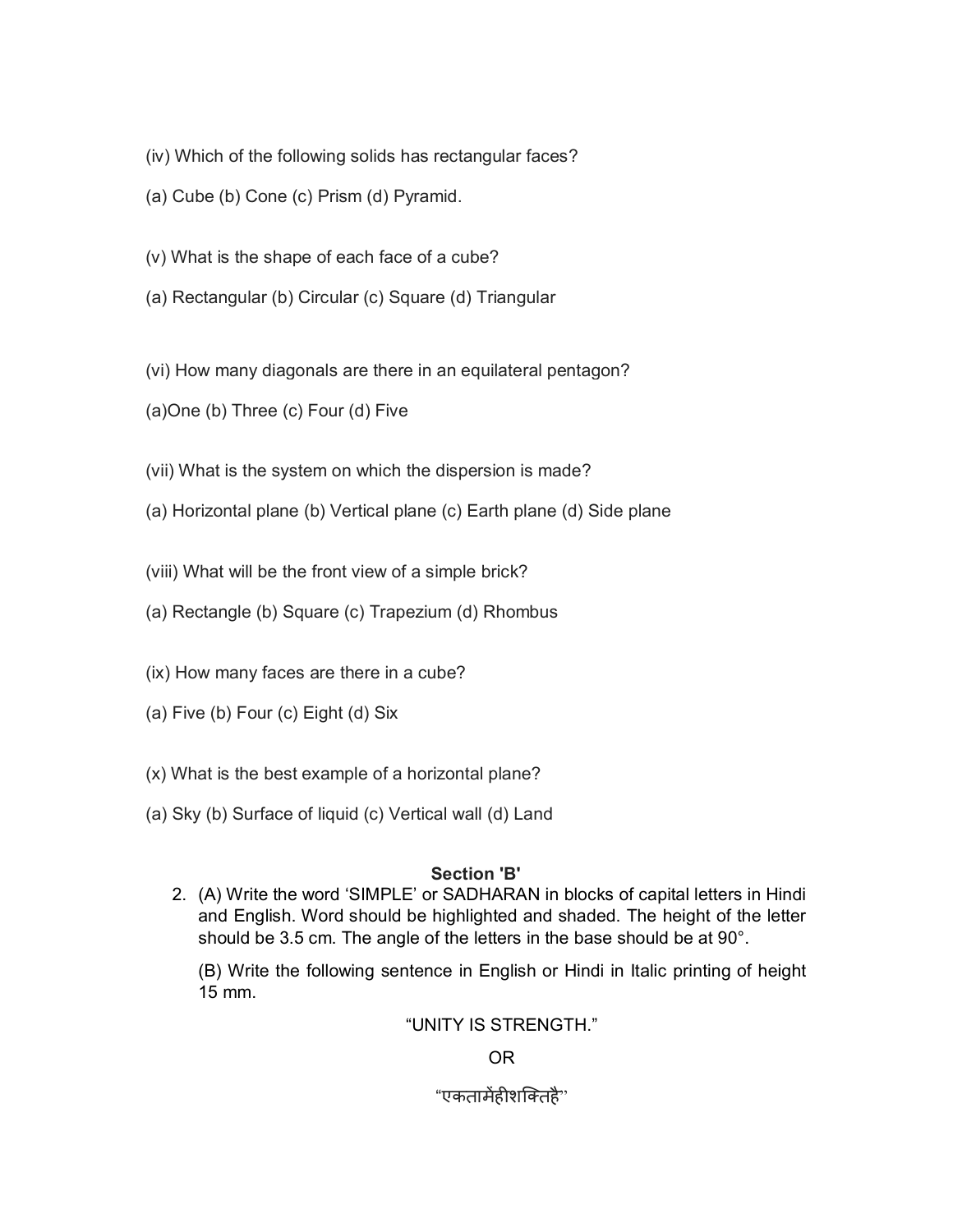(iv) Which of the following solids has rectangular faces?

(a) Cube (b) Cone (c) Prism (d) Pyramid.

(v) What is the shape of each face of a cube?

(a) Rectangular (b) Circular (c) Square (d) Triangular

(vi) How many diagonals are there in an equilateral pentagon?

(a)One (b) Three (c) Four (d) Five

(vii) What is the system on which the dispersion is made?

(a) Horizontal plane (b) Vertical plane (c) Earth plane (d) Side plane

(viii) What will be the front view of a simple brick?

(a) Rectangle (b) Square (c) Trapezium (d) Rhombus

(ix) How many faces are there in a cube?

(a) Five (b) Four (c) Eight (d) Six

(x) What is the best example of a horizontal plane?

(a) Sky (b) Surface of liquid (c) Vertical wall (d) Land

**Section 'B'**

2. (A) Write the word 'SIMPLE' or SADHARAN in blocks of capital letters in Hindi and English. Word should be highlighted and shaded. The height of the letter should be 3.5 cm. The angle of the letters in the base should be at 90°.

   (B) Write the following sentence in English or Hindi in Italic printing of height 15 mm.

   "UNITY IS STRENGTH."

   OR

   "एकतामेंहीशक्तिहै"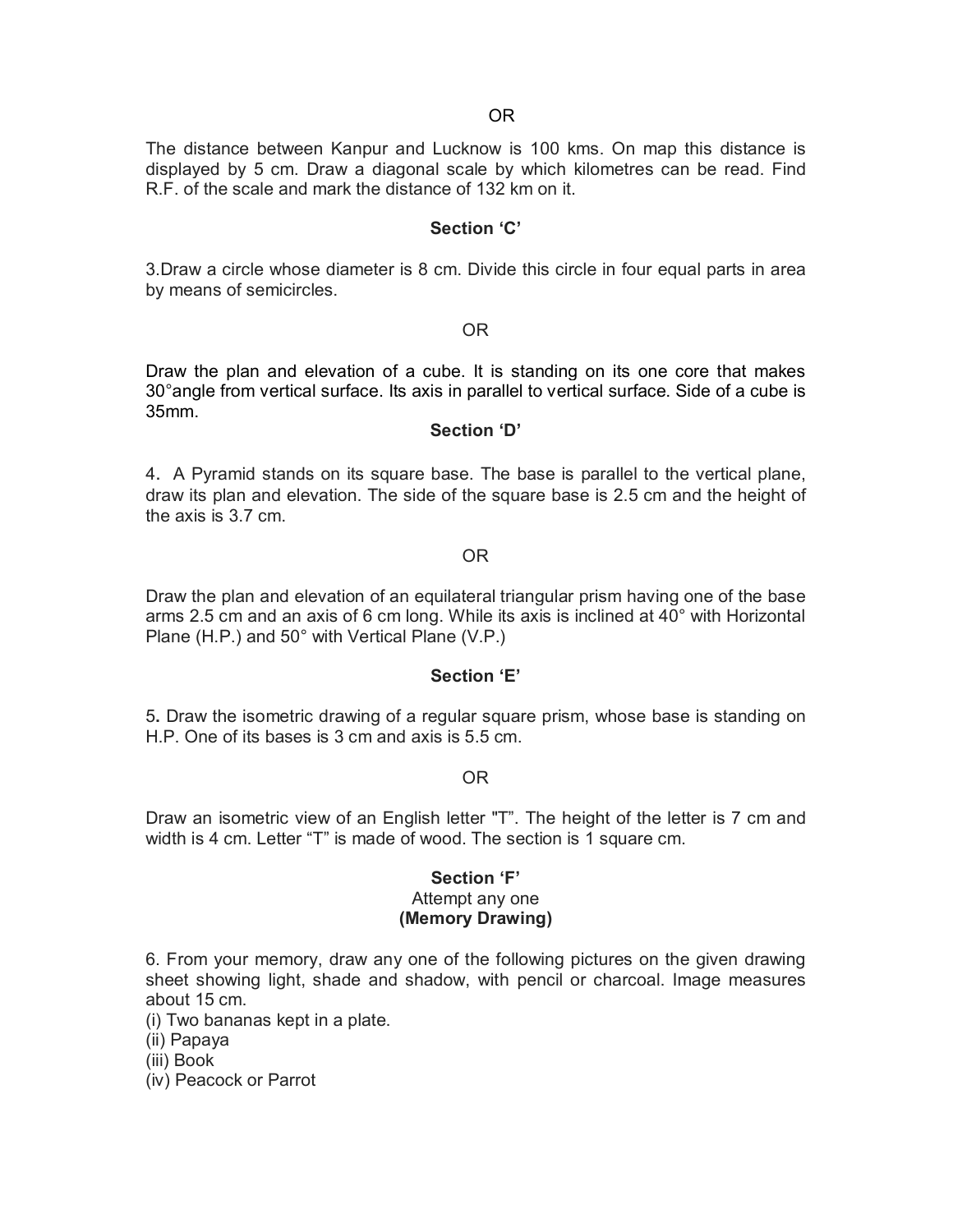OR

The distance between Kanpur and Lucknow is 100 kms. On map this distance is displayed by 5 cm. Draw a diagonal scale by which kilometres can be read. Find R.F. of the scale and mark the distance of 132 km on it.

**Section 'C'**

3.Draw a circle whose diameter is 8 cm. Divide this circle in four equal parts in area by means of semicircles.

OR

Draw the plan and elevation of a cube. It is standing on its one core that makes 30°angle from vertical surface. Its axis in parallel to vertical surface. Side of a cube is 35mm.

**Section 'D'**

4. A Pyramid stands on its square base. The base is parallel to the vertical plane, draw its plan and elevation. The side of the square base is 2.5 cm and the height of the axis is 3.7 cm.

OR

Draw the plan and elevation of an equilateral triangular prism having one of the base arms 2.5 cm and an axis of 6 cm long. While its axis is inclined at 40° with Horizontal Plane (H.P.) and 50° with Vertical Plane (V.P.)

**Section 'E'**

5**.** Draw the isometric drawing of a regular square prism, whose base is standing on H.P. One of its bases is 3 cm and axis is 5.5 cm.

OR

Draw an isometric view of an English letter "T". The height of the letter is 7 cm and width is 4 cm. Letter "T" is made of wood. The section is 1 square cm.

**Section 'F'**

Attempt any one

**(Memory Drawing)**

6. From your memory, draw any one of the following pictures on the given drawing sheet showing light, shade and shadow, with pencil or charcoal. Image measures about 15 cm.

(i) Two bananas kept in a plate.
(ii) Papaya
(iii) Book
(iv) Peacock or Parrot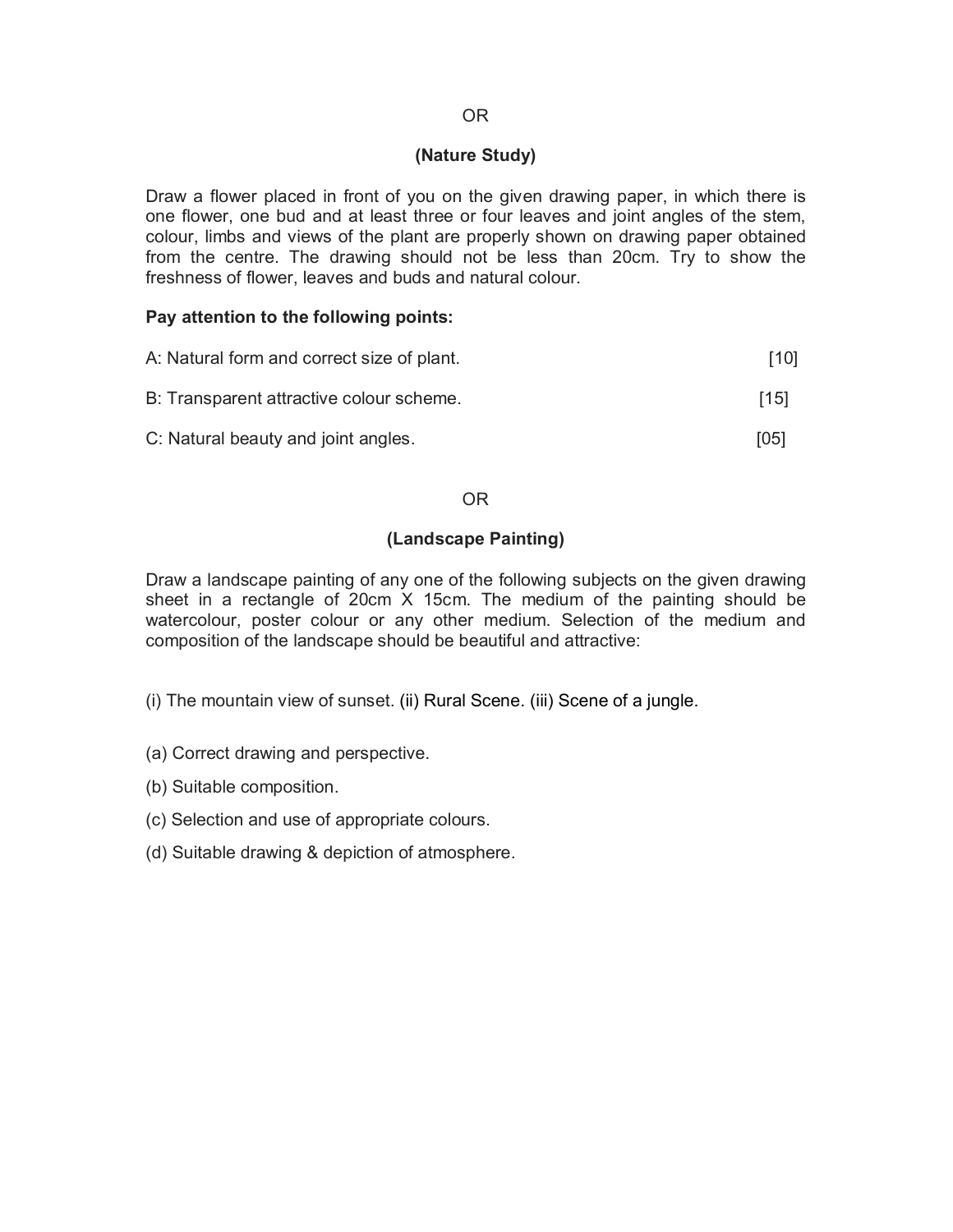OR

### (Nature Study)

Draw a flower placed in front of you on the given drawing paper, in which there is one flower, one bud and at least three or four leaves and joint angles of the stem, colour, limbs and views of the plant are properly shown on drawing paper obtained from the centre. The drawing should not be less than 20cm. Try to show the freshness of flower, leaves and buds and natural colour.

**Pay attention to the following points:**

A: Natural form and correct size of plant. [10]

B: Transparent attractive colour scheme. [15]

C: Natural beauty and joint angles. [05]

OR

### (Landscape Painting)

Draw a landscape painting of any one of the following subjects on the given drawing sheet in a rectangle of 20cm X 15cm. The medium of the painting should be watercolour, poster colour or any other medium. Selection of the medium and composition of the landscape should be beautiful and attractive:

(i) The mountain view of sunset. (ii) Rural Scene. (iii) Scene of a jungle.

(a) Correct drawing and perspective.

(b) Suitable composition.

(c) Selection and use of appropriate colours.

(d) Suitable drawing & depiction of atmosphere.